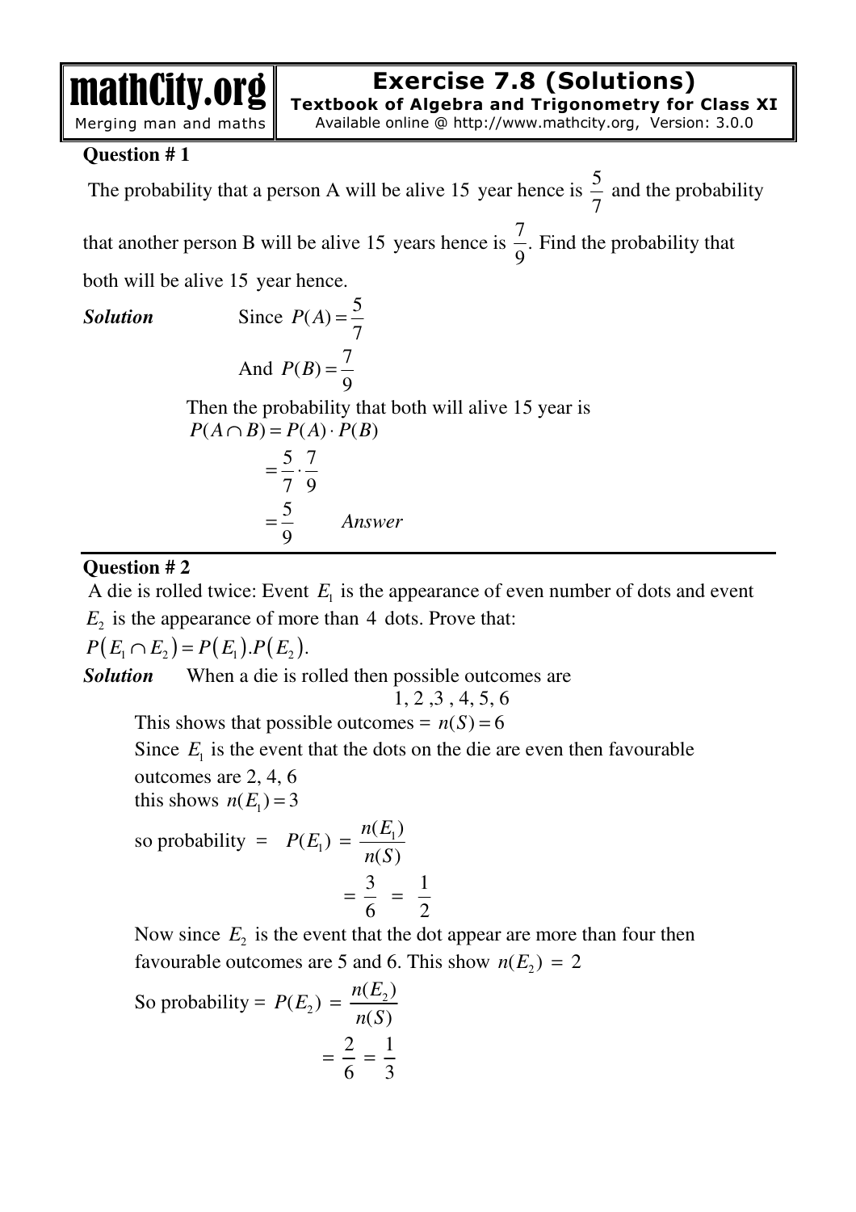**mathCity.org**
Merging man and maths

# Exercise 7.8 (Solutions)

**Textbook of Algebra and Trigonometry for Class XI**
Available online @ http://www.mathcity.org, Version: 3.0.0

## Question # 1

The probability that a person A will be alive 15 year hence is $\frac{5}{7}$ and the probability that another person B will be alive 15 years hence is $\frac{7}{9}$. Find the probability that both will be alive 15 year hence.

***Solution*** Since $P(A) = \frac{5}{7}$

And $P(B) = \frac{7}{9}$

Then the probability that both will alive 15 year is

$$P(A \cap B) = P(A) \cdot P(B)$$

$$= \frac{5}{7} \cdot \frac{7}{9}$$

$$= \frac{5}{9} \qquad \textit{Answer}$$

## Question # 2

A die is rolled twice: Event $E_1$ is the appearance of even number of dots and event $E_2$ is the appearance of more than 4 dots. Prove that:

$P(E_1 \cap E_2) = P(E_1).P(E_2)$.

***Solution*** When a die is rolled then possible outcomes are

1, 2 ,3 , 4, 5, 6

This shows that possible outcomes = $n(S) = 6$

Since $E_1$ is the event that the dots on the die are even then favourable outcomes are 2, 4, 6

this shows $n(E_1) = 3$

so probability = $P(E_1) = \frac{n(E_1)}{n(S)}$

$$= \frac{3}{6} = \frac{1}{2}$$

Now since $E_2$ is the event that the dot appear are more than four then favourable outcomes are 5 and 6. This show $n(E_2) = 2$

So probability = $P(E_2) = \frac{n(E_2)}{n(S)}$

$$= \frac{2}{6} = \frac{1}{3}$$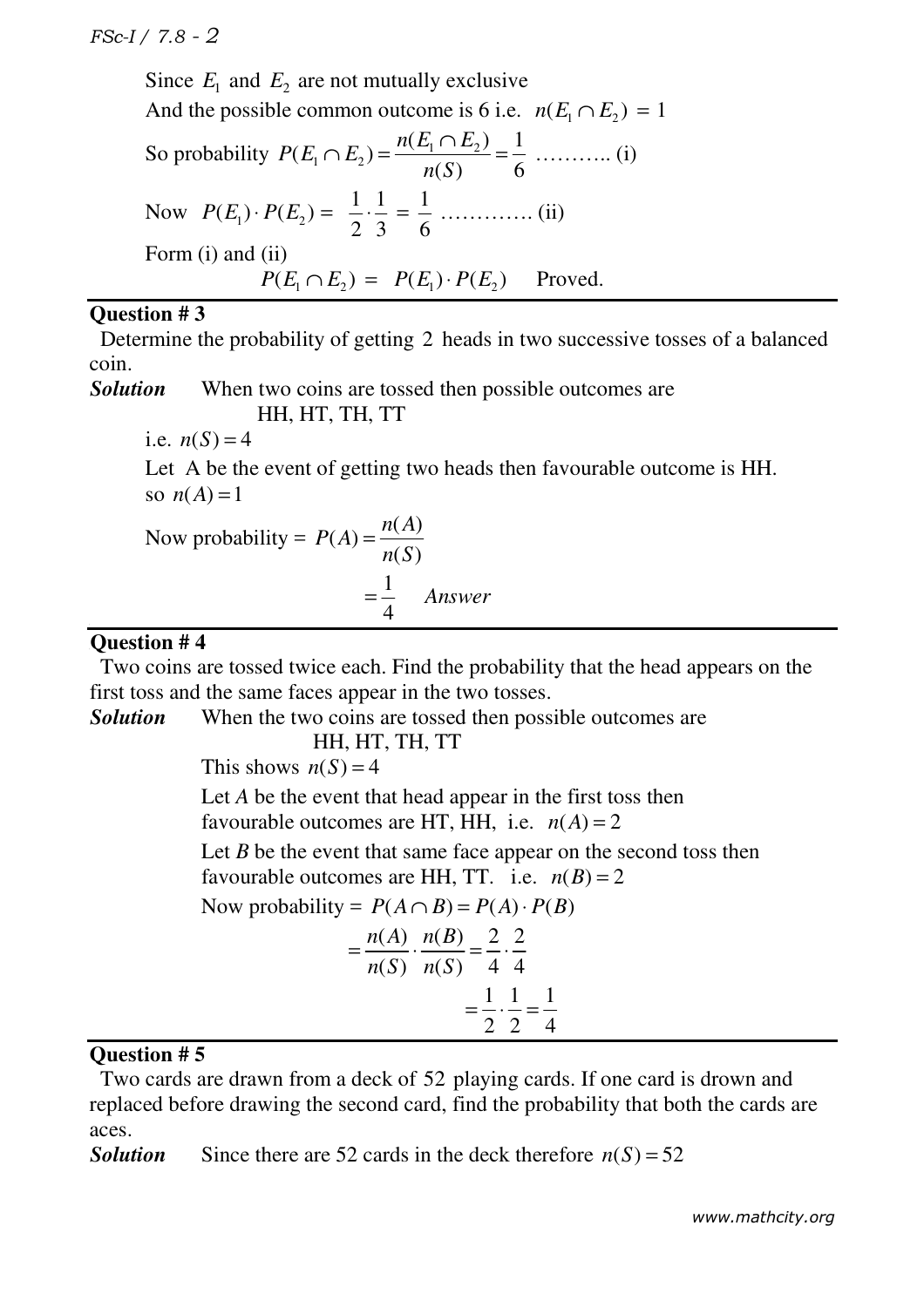Since $E_1$ and $E_2$ are not mutually exclusive

And the possible common outcome is 6 i.e. $n(E_1 \cap E_2) = 1$

So probability $P(E_1 \cap E_2) = \dfrac{n(E_1 \cap E_2)}{n(S)} = \dfrac{1}{6}$ ……….. (i)

Now $P(E_1) \cdot P(E_2) = \dfrac{1}{2} \cdot \dfrac{1}{3} = \dfrac{1}{6}$ …………. (ii)

Form (i) and (ii)

$$P(E_1 \cap E_2) = P(E_1) \cdot P(E_2) \quad \text{Proved.}$$

---

**Question # 3**

Determine the probability of getting 2 heads in two successive tosses of a balanced coin.

***Solution*** When two coins are tossed then possible outcomes are

HH, HT, TH, TT

i.e. $n(S) = 4$

Let A be the event of getting two heads then favourable outcome is HH.

so $n(A) = 1$

Now probability = $P(A) = \dfrac{n(A)}{n(S)}$

$= \dfrac{1}{4}$ *Answer*

---

**Question # 4**

Two coins are tossed twice each. Find the probability that the head appears on the first toss and the same faces appear in the two tosses.

***Solution*** When the two coins are tossed then possible outcomes are

HH, HT, TH, TT

This shows $n(S) = 4$

Let $A$ be the event that head appear in the first toss then favourable outcomes are HT, HH, i.e. $n(A) = 2$

Let $B$ be the event that same face appear on the second toss then favourable outcomes are HH, TT. i.e. $n(B) = 2$

Now probability = $P(A \cap B) = P(A) \cdot P(B)$

$$= \frac{n(A)}{n(S)} \cdot \frac{n(B)}{n(S)} = \frac{2}{4} \cdot \frac{2}{4}$$

$$= \frac{1}{2} \cdot \frac{1}{2} = \frac{1}{4}$$

---

**Question # 5**

Two cards are drawn from a deck of 52 playing cards. If one card is drown and replaced before drawing the second card, find the probability that both the cards are aces.

***Solution*** Since there are 52 cards in the deck therefore $n(S) = 52$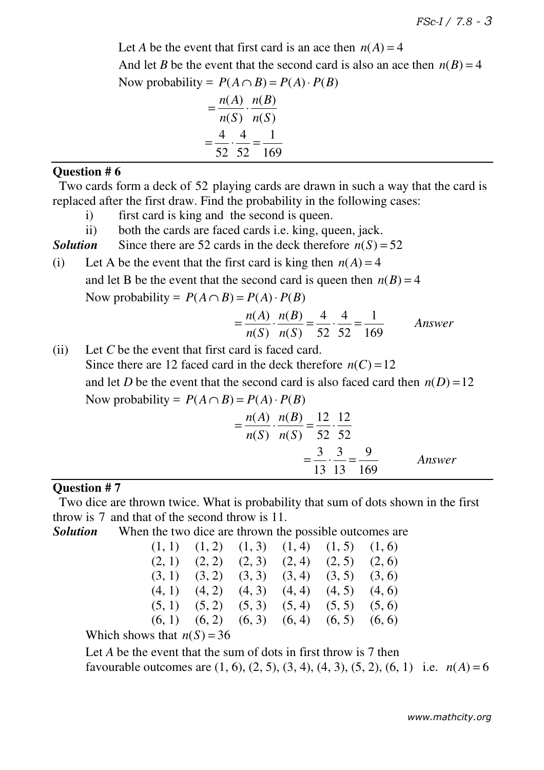Let $A$ be the event that first card is an ace then $n(A) = 4$

And let $B$ be the event that the second card is also an ace then $n(B) = 4$

Now probability = $P(A \cap B) = P(A) \cdot P(B)$

$$= \frac{n(A)}{n(S)} \cdot \frac{n(B)}{n(S)}$$

$$= \frac{4}{52} \cdot \frac{4}{52} = \frac{1}{169}$$

---

**Question # 6**

Two cards form a deck of 52 playing cards are drawn in such a way that the card is replaced after the first draw. Find the probability in the following cases:

i) first card is king and the second is queen.

ii) both the cards are faced cards i.e. king, queen, jack.

***Solution*** Since there are 52 cards in the deck therefore $n(S) = 52$

(i) Let A be the event that the first card is king then $n(A) = 4$

and let B be the event that the second card is queen then $n(B) = 4$

Now probability = $P(A \cap B) = P(A) \cdot P(B)$

$$= \frac{n(A)}{n(S)} \cdot \frac{n(B)}{n(S)} = \frac{4}{52} \cdot \frac{4}{52} = \frac{1}{169} \qquad \textit{Answer}$$

(ii) Let $C$ be the event that first card is faced card.

Since there are 12 faced card in the deck therefore $n(C) = 12$

and let $D$ be the event that the second card is also faced card then $n(D) = 12$

Now probability = $P(A \cap B) = P(A) \cdot P(B)$

$$= \frac{n(A)}{n(S)} \cdot \frac{n(B)}{n(S)} = \frac{12}{52} \cdot \frac{12}{52}$$

$$= \frac{3}{13} \cdot \frac{3}{13} = \frac{9}{169} \qquad \textit{Answer}$$

---

**Question # 7**

Two dice are thrown twice. What is probability that sum of dots shown in the first throw is 7 and that of the second throw is 11.

***Solution*** When the two dice are thrown the possible outcomes are

| | | | | | |
|---|---|---|---|---|---|
| (1, 1) | (1, 2) | (1, 3) | (1, 4) | (1, 5) | (1, 6) |
| (2, 1) | (2, 2) | (2, 3) | (2, 4) | (2, 5) | (2, 6) |
| (3, 1) | (3, 2) | (3, 3) | (3, 4) | (3, 5) | (3, 6) |
| (4, 1) | (4, 2) | (4, 3) | (4, 4) | (4, 5) | (4, 6) |
| (5, 1) | (5, 2) | (5, 3) | (5, 4) | (5, 5) | (5, 6) |
| (6, 1) | (6, 2) | (6, 3) | (6, 4) | (6, 5) | (6, 6) |

Which shows that $n(S) = 36$

Let $A$ be the event that the sum of dots in first throw is 7 then

favourable outcomes are (1, 6), (2, 5), (3, 4), (4, 3), (5, 2), (6, 1) i.e. $n(A) = 6$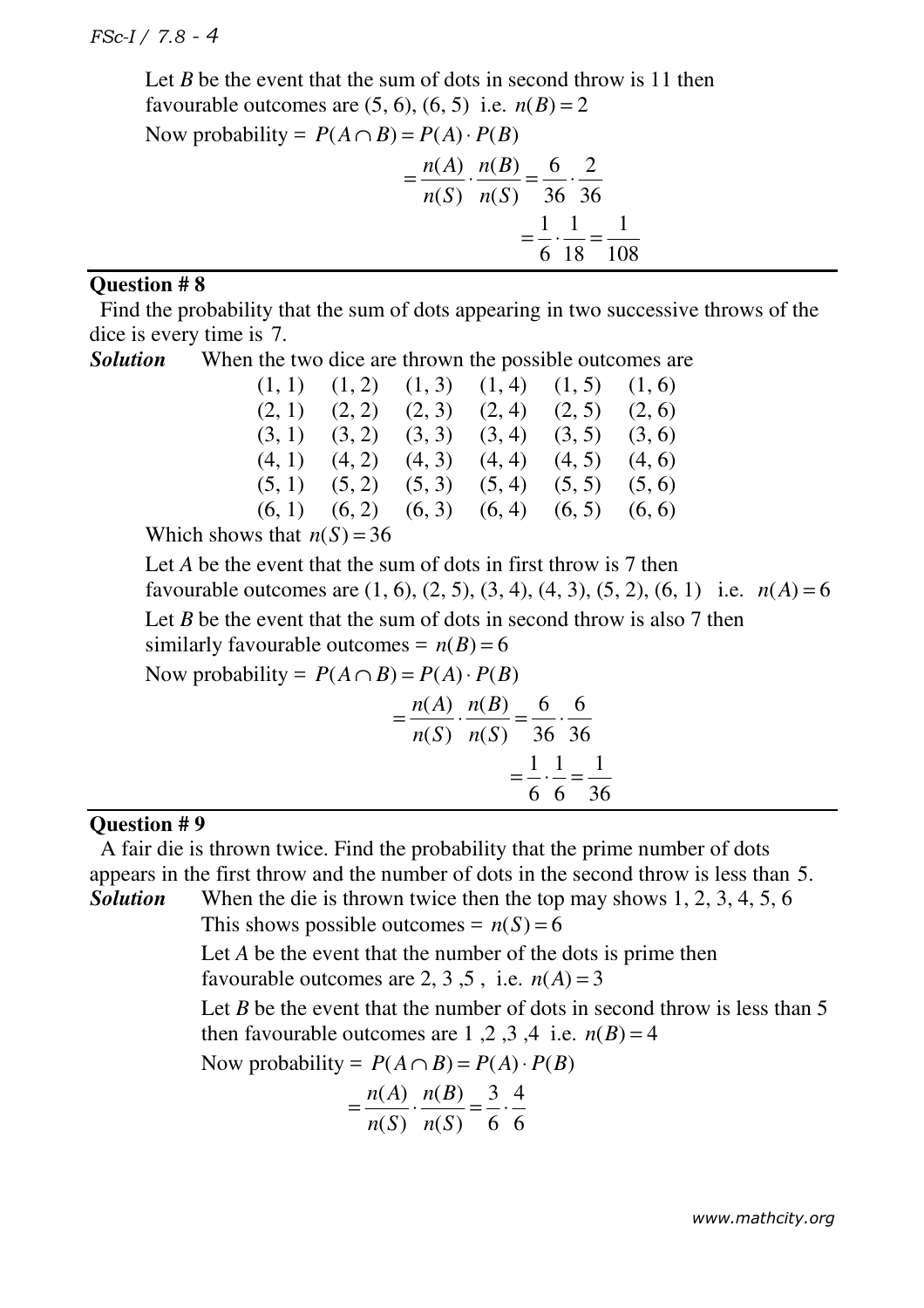Let $B$ be the event that the sum of dots in second throw is 11 then favourable outcomes are (5, 6), (6, 5) i.e. $n(B) = 2$

Now probability = $P(A \cap B) = P(A) \cdot P(B)$

$$= \frac{n(A)}{n(S)} \cdot \frac{n(B)}{n(S)} = \frac{6}{36} \cdot \frac{2}{36}$$

$$= \frac{1}{6} \cdot \frac{1}{18} = \frac{1}{108}$$

---

**Question # 8**

Find the probability that the sum of dots appearing in two successive throws of the dice is every time is 7.

***Solution*** When the two dice are thrown the possible outcomes are

| | | | | | |
|---|---|---|---|---|---|
| (1, 1) | (1, 2) | (1, 3) | (1, 4) | (1, 5) | (1, 6) |
| (2, 1) | (2, 2) | (2, 3) | (2, 4) | (2, 5) | (2, 6) |
| (3, 1) | (3, 2) | (3, 3) | (3, 4) | (3, 5) | (3, 6) |
| (4, 1) | (4, 2) | (4, 3) | (4, 4) | (4, 5) | (4, 6) |
| (5, 1) | (5, 2) | (5, 3) | (5, 4) | (5, 5) | (5, 6) |
| (6, 1) | (6, 2) | (6, 3) | (6, 4) | (6, 5) | (6, 6) |

Which shows that $n(S) = 36$

Let $A$ be the event that the sum of dots in first throw is 7 then favourable outcomes are (1, 6), (2, 5), (3, 4), (4, 3), (5, 2), (6, 1) i.e. $n(A) = 6$

Let $B$ be the event that the sum of dots in second throw is also 7 then similarly favourable outcomes = $n(B) = 6$

Now probability = $P(A \cap B) = P(A) \cdot P(B)$

$$= \frac{n(A)}{n(S)} \cdot \frac{n(B)}{n(S)} = \frac{6}{36} \cdot \frac{6}{36}$$

$$= \frac{1}{6} \cdot \frac{1}{6} = \frac{1}{36}$$

---

**Question # 9**

A fair die is thrown twice. Find the probability that the prime number of dots appears in the first throw and the number of dots in the second throw is less than 5.

***Solution*** When the die is thrown twice then the top may shows 1, 2, 3, 4, 5, 6

This shows possible outcomes = $n(S) = 6$

Let $A$ be the event that the number of the dots is prime then favourable outcomes are 2, 3 ,5 , i.e. $n(A) = 3$

Let $B$ be the event that the number of dots in second throw is less than 5 then favourable outcomes are 1 ,2 ,3 ,4 i.e. $n(B) = 4$

Now probability = $P(A \cap B) = P(A) \cdot P(B)$

$$= \frac{n(A)}{n(S)} \cdot \frac{n(B)}{n(S)} = \frac{3}{6} \cdot \frac{4}{6}$$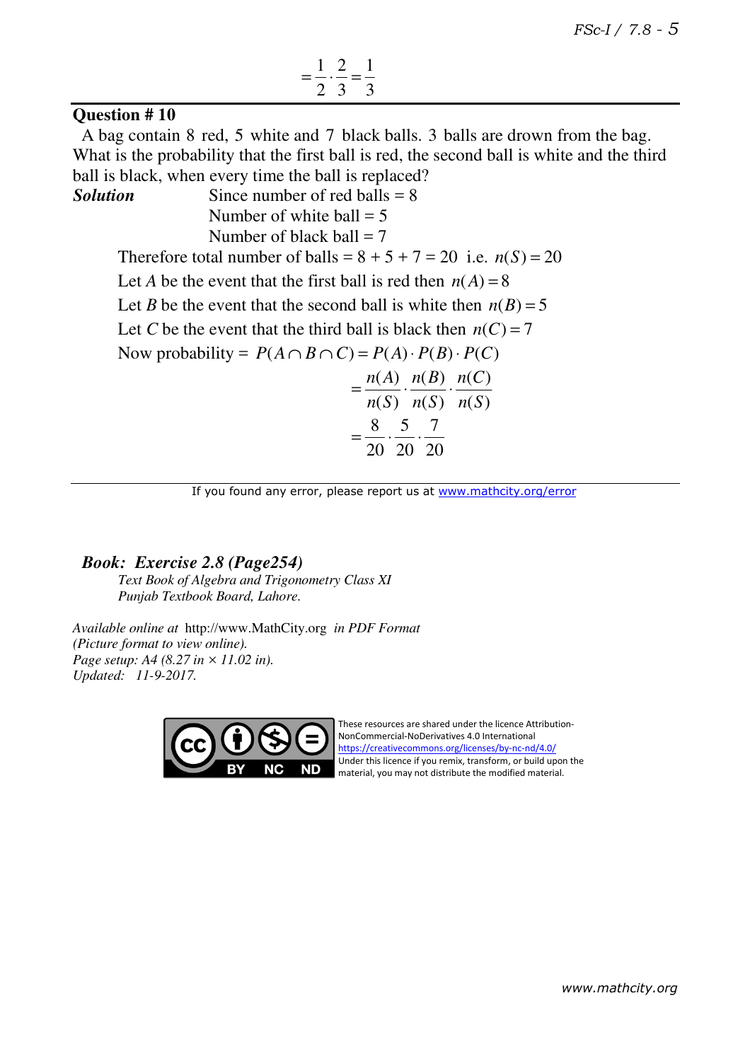$$= \frac{1}{2} \cdot \frac{2}{3} = \frac{1}{3}$$

## Question # 10

A bag contain 8 red, 5 white and 7 black balls. 3 balls are drawn from the bag. What is the probability that the first ball is red, the second ball is white and the third ball is black, when every time the ball is replaced?

***Solution*** Since number of red balls = 8

Number of white ball = 5

Number of black ball = 7

Therefore total number of balls = 8 + 5 + 7 = 20 i.e. $n(S) = 20$

Let $A$ be the event that the first ball is red then $n(A) = 8$

Let $B$ be the event that the second ball is white then $n(B) = 5$

Let $C$ be the event that the third ball is black then $n(C) = 7$

Now probability = $P(A \cap B \cap C) = P(A) \cdot P(B) \cdot P(C)$

$$= \frac{n(A)}{n(S)} \cdot \frac{n(B)}{n(S)} \cdot \frac{n(C)}{n(S)}$$

$$= \frac{8}{20} \cdot \frac{5}{20} \cdot \frac{7}{20}$$

If you found any error, please report us at www.mathcity.org/error

***Book: Exercise 2.8 (Page254)***

*Text Book of Algebra and Trigonometry Class XI*

*Punjab Textbook Board, Lahore.*

*Available online at* http://www.MathCity.org *in PDF Format*

*(Picture format to view online).*

*Page setup: A4 (8.27 in × 11.02 in).*

*Updated: 11-9-2017.*

These resources are shared under the licence Attribution-NonCommercial-NoDerivatives 4.0 International https://creativecommons.org/licenses/by-nc-nd/4.0/
Under this licence if you remix, transform, or build upon the material, you may not distribute the modified material.